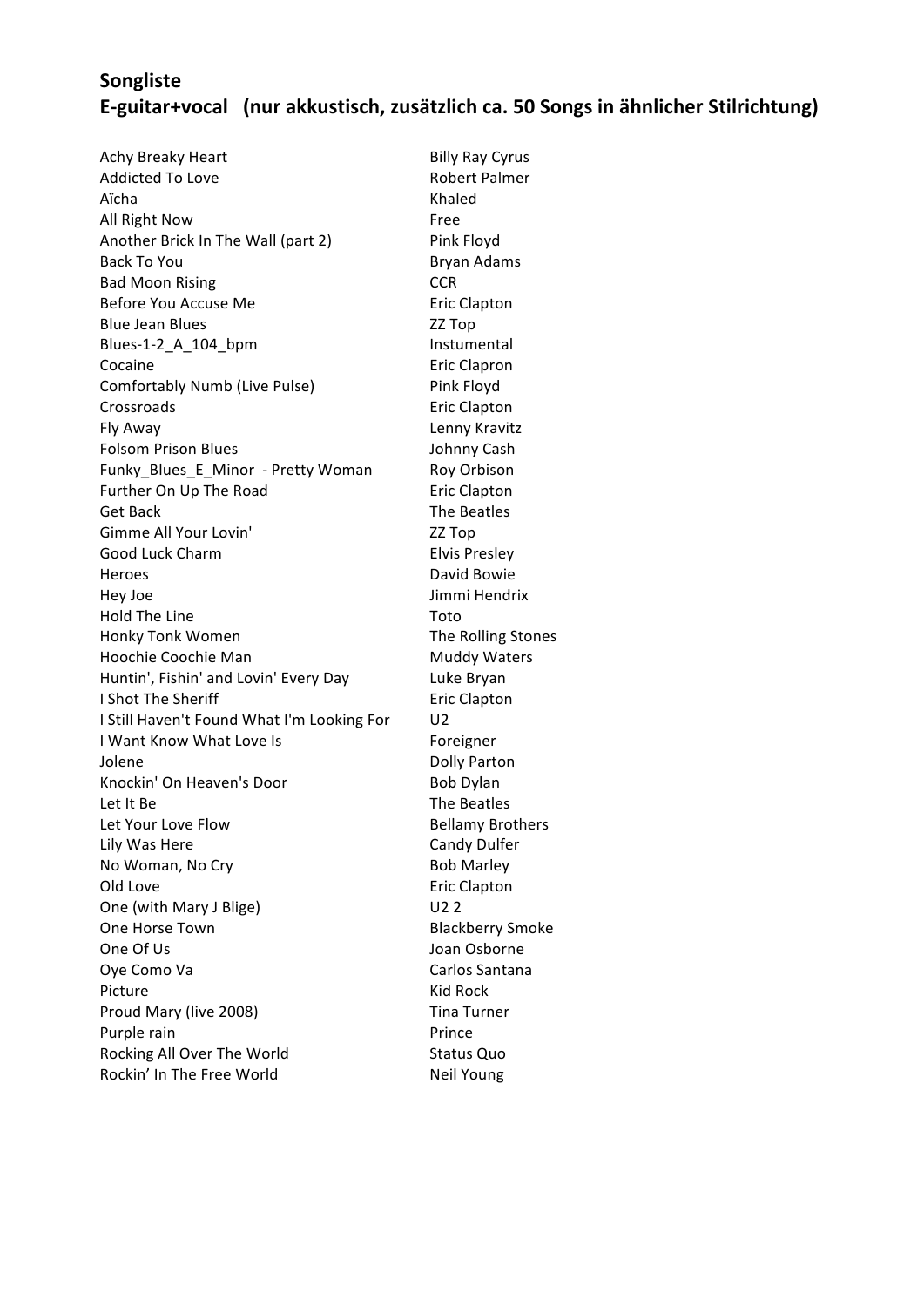# Songliste

## E-guitar+vocal (nur akkustisch, zusätzlich ca. 50 Songs in ähnlicher Stilrichtung)

| | |
|---|---|
| Achy Breaky Heart | Billy Ray Cyrus |
| Addicted To Love | Robert Palmer |
| Aïcha | Khaled |
| All Right Now | Free |
| Another Brick In The Wall (part 2) | Pink Floyd |
| Back To You | Bryan Adams |
| Bad Moon Rising | CCR |
| Before You Accuse Me | Eric Clapton |
| Blue Jean Blues | ZZ Top |
| Blues-1-2_A_104_bpm | Instumental |
| Cocaine | Eric Clapron |
| Comfortably Numb (Live Pulse) | Pink Floyd |
| Crossroads | Eric Clapton |
| Fly Away | Lenny Kravitz |
| Folsom Prison Blues | Johnny Cash |
| Funky_Blues_E_Minor - Pretty Woman | Roy Orbison |
| Further On Up The Road | Eric Clapton |
| Get Back | The Beatles |
| Gimme All Your Lovin' | ZZ Top |
| Good Luck Charm | Elvis Presley |
| Heroes | David Bowie |
| Hey Joe | Jimmi Hendrix |
| Hold The Line | Toto |
| Honky Tonk Women | The Rolling Stones |
| Hoochie Coochie Man | Muddy Waters |
| Huntin', Fishin' and Lovin' Every Day | Luke Bryan |
| I Shot The Sheriff | Eric Clapton |
| I Still Haven't Found What I'm Looking For | U2 |
| I Want Know What Love Is | Foreigner |
| Jolene | Dolly Parton |
| Knockin' On Heaven's Door | Bob Dylan |
| Let It Be | The Beatles |
| Let Your Love Flow | Bellamy Brothers |
| Lily Was Here | Candy Dulfer |
| No Woman, No Cry | Bob Marley |
| Old Love | Eric Clapton |
| One (with Mary J Blige) | U2 2 |
| One Horse Town | Blackberry Smoke |
| One Of Us | Joan Osborne |
| Oye Como Va | Carlos Santana |
| Picture | Kid Rock |
| Proud Mary (live 2008) | Tina Turner |
| Purple rain | Prince |
| Rocking All Over The World | Status Quo |
| Rockin' In The Free World | Neil Young |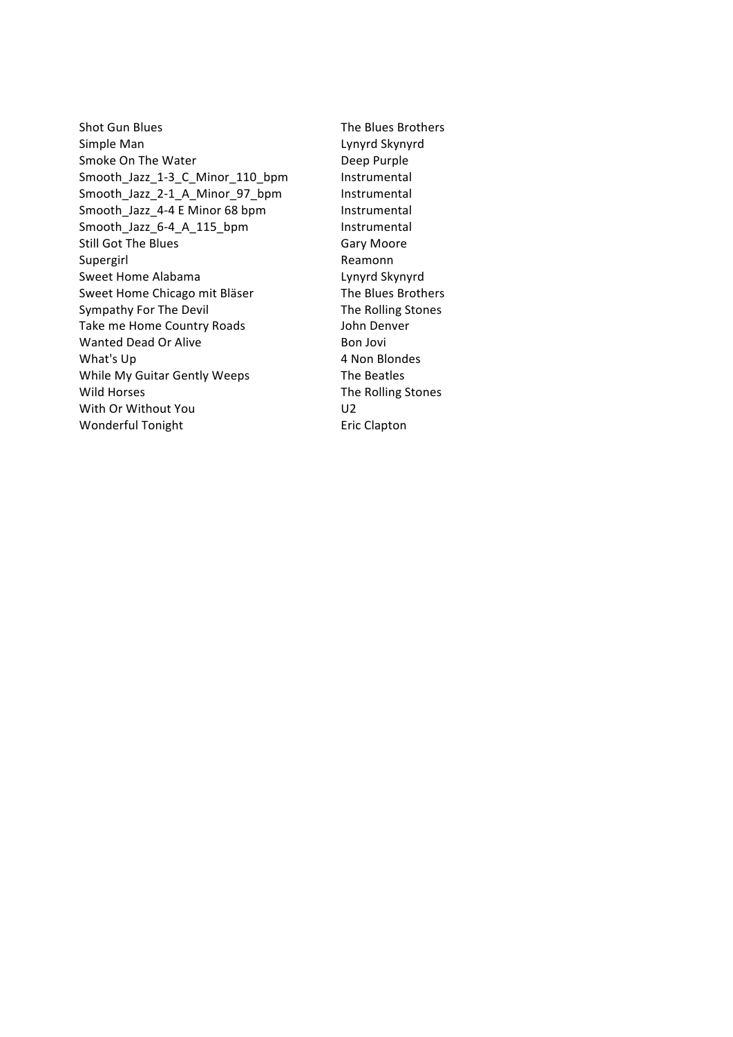| | |
|---|---|
| Shot Gun Blues | The Blues Brothers |
| Simple Man | Lynyrd Skynyrd |
| Smoke On The Water | Deep Purple |
| Smooth_Jazz_1-3_C_Minor_110_bpm | Instrumental |
| Smooth_Jazz_2-1_A_Minor_97_bpm | Instrumental |
| Smooth_Jazz_4-4 E Minor 68 bpm | Instrumental |
| Smooth_Jazz_6-4_A_115_bpm | Instrumental |
| Still Got The Blues | Gary Moore |
| Supergirl | Reamonn |
| Sweet Home Alabama | Lynyrd Skynyrd |
| Sweet Home Chicago mit Bläser | The Blues Brothers |
| Sympathy For The Devil | The Rolling Stones |
| Take me Home Country Roads | John Denver |
| Wanted Dead Or Alive | Bon Jovi |
| What's Up | 4 Non Blondes |
| While My Guitar Gently Weeps | The Beatles |
| Wild Horses | The Rolling Stones |
| With Or Without You | U2 |
| Wonderful Tonight | Eric Clapton |